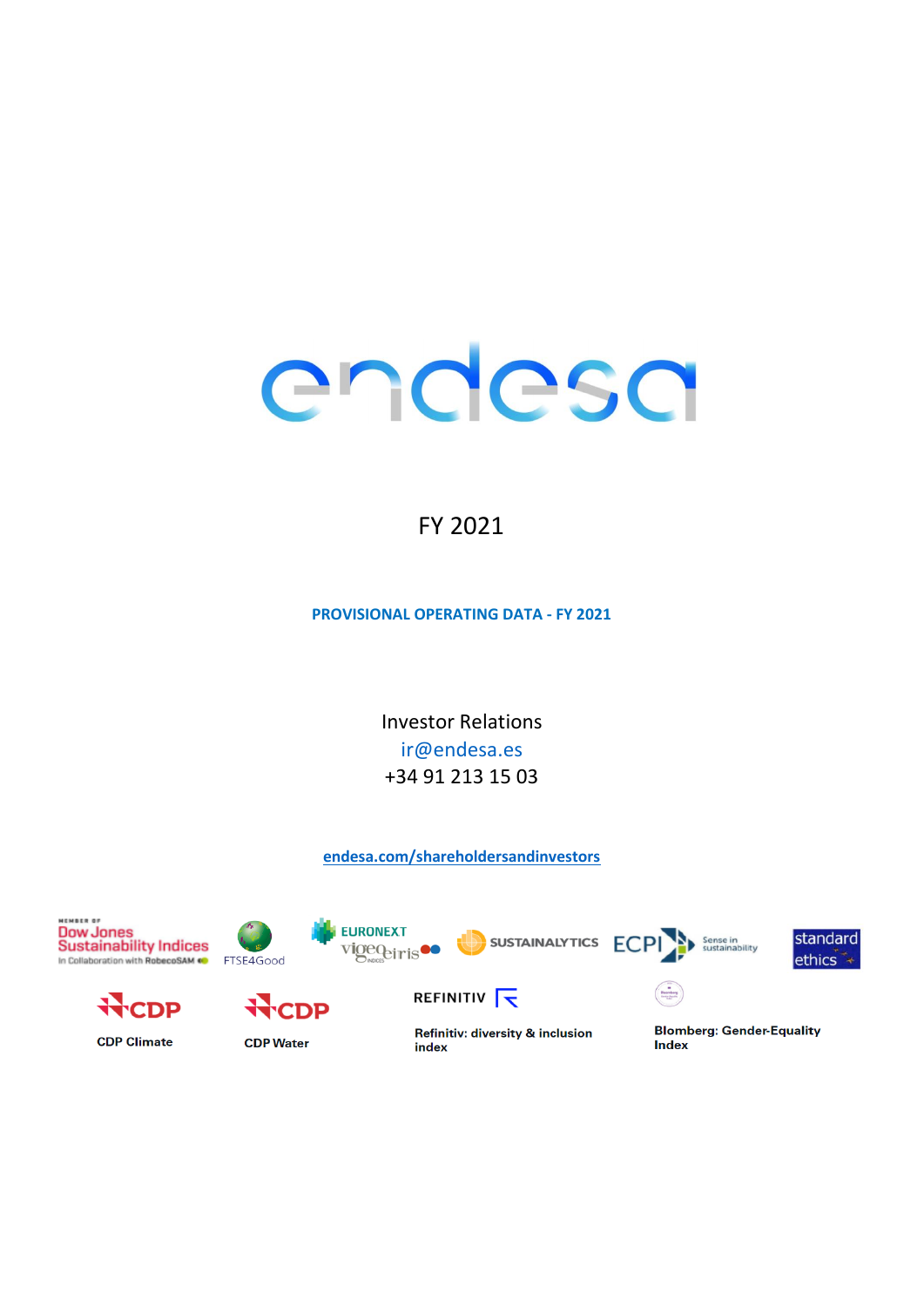# endesa

FY 2021

**PROVISIONAL OPERATING DATA - FY 2021**

Investor Relations
ir@endesa.es
+34 91 213 15 03

endesa.com/shareholdersandinvestors

Member of Dow Jones Sustainability Indices In Collaboration with RobecoSAM

FTSE4Good

EURONEXT vigeo eiris INDICES

SUSTAINALYTICS

ECPI Sense in sustainability

standard ethics

CDP Climate

CDP Water

REFINITIV

Refinitiv: diversity & inclusion index

Blomberg: Gender-Equality Index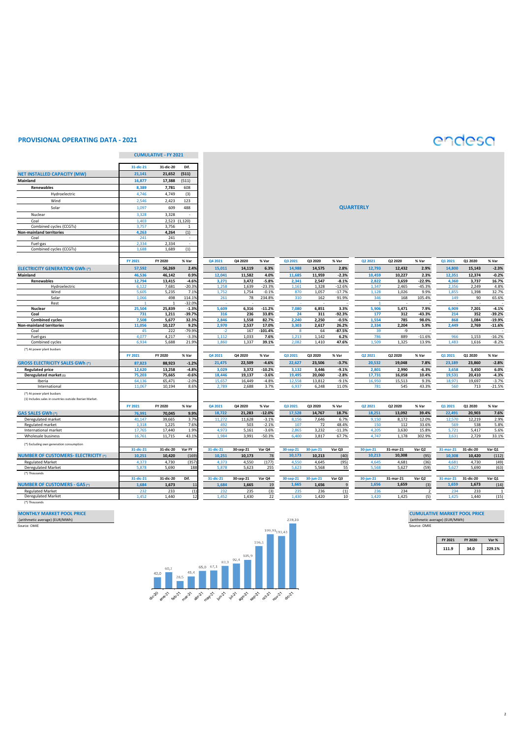# PROVISIONAL OPERATING DATA - 2021

endesa

## CUMULATIVE - FY 2021

| | 31-dic-21 | 31-dic-20 | Dif. |
|---|---|---|---|
| **NET INSTALLED CAPACITY (MW)** | **21,141** | **21,652** | **(511)** |
| **Mainland** | **16,877** | **17,388** | **(511)** |
| **Renewables** | **8,389** | **7,781** | **608** |
| Hydroelectric | 4,746 | 4,749 | (3) |
| Wind | 2,546 | 2,423 | 123 |
| Solar | 1,097 | 609 | 488 |
| Nuclear | 3,328 | 3,328 | - |
| Coal | 1,403 | 2,523 | (1,120) |
| Combined cycles (CCGTs) | 3,757 | 3,756 | 1 |
| **Non-mainland territories** | **4,263** | **4,264** | **(1)** |
| Coal | 241 | 241 | - |
| Fuel-gas | 2,334 | 2,334 | - |
| Combined cycles (CCGTs) | 1,688 | 1,689 | (1) |

## QUARTERLY

| | FY 2021 | FY 2020 | % Var | Q4 2021 | Q4 2020 | % Var | Q3 2021 | Q3 2020 | % Var | Q2 2021 | Q2 2020 | % Var | Q1 2021 | Q1 2020 | % Var |
|---|---|---|---|---|---|---|---|---|---|---|---|---|---|---|---|
| **ELECTRICITY GENERATION GWh (\*)** | **57,592** | **56,269** | **2.4%** | **15,011** | **14,119** | **6.3%** | **14,988** | **14,575** | **2.8%** | **12,793** | **12,432** | **2.9%** | **14,800** | **15,143** | **-2.3%** |
| **Mainland** | **46,536** | **46,142** | **0.9%** | **12,041** | **11,582** | **4.0%** | **11,685** | **11,959** | **-2.3%** | **10,459** | **10,227** | **2.3%** | **12,351** | **12,374** | **-0.2%** |
| **Renewables** | **12,794** | **13,415** | **-4.6%** | **3,271** | **3,472** | **-5.8%** | **2,341** | **2,547** | **-8.1%** | **2,822** | **3,659** | **-22.9%** | **4,360** | **3,737** | **16.7%** |
| Hydroelectric | 6,122 | 7,681 | -20.3% | 1,258 | 1,639 | -23.3% | 1,161 | 1,328 | -12.6% | 1,347 | 2,465 | -45.3% | 2,356 | 2,249 | 4.8% |
| Wind | 5,605 | 5,235 | 7.1% | 1,752 | 1,754 | -0.1% | 870 | 1,057 | -17.7% | 1,128 | 1,026 | 9.9% | 1,855 | 1,398 | 32.7% |
| Solar | 1,066 | 498 | 114.1% | 261 | 78 | 234.8% | 310 | 162 | 91.9% | 346 | 168 | 105.4% | 149 | 90 | 65.6% |
| Rest | 1 | 1 | -32.0% | - | - | | - | - | | 1 | - | | - | - | |
| **Nuclear** | **25,504** | **25,839** | **-1.3%** | **5,609** | **6,316** | **-11.2%** | **7,080** | **6,851** | **3.3%** | **5,906** | **5,471** | **7.9%** | **6,909** | **7,201** | **-4.1%** |
| **Coal** | **731** | **1,211** | **-39.7%** | **316** | **236** | **33.8%** | **24** | **311** | **-92.3%** | **177** | **312** | **-43.3%** | **214** | **352** | **-39.2%** |
| **Combined cycles** | **7,508** | **5,677** | **32.3%** | **2,846** | **1,558** | **82.7%** | **2,240** | **2,250** | **-0.5%** | **1,554** | **785** | **98.0%** | **868** | **1,084** | **-19.9%** |
| **Non-mainland territories** | **11,056** | **10,127** | **9.2%** | **2,970** | **2,537** | **17.0%** | **3,303** | **2,617** | **26.2%** | **2,334** | **2,204** | **5.9%** | **2,449** | **2,769** | **-11.6%** |
| Coal | 45 | 222 | -79.9% | -2 | 167 | -101.4% | 8 | 64 | -87.5% | 39 | -9 | - | - | - | |
| Fuel-gas | 4,077 | 4,217 | -3.3% | 1,112 | 1,033 | 7.6% | 1,213 | 1,142 | 6.2% | 786 | 889 | -11.6% | 966 | 1,153 | -16.2% |
| Combined cycles | 6,934 | 5,688 | 21.9% | 1,860 | 1,337 | 39.1% | 2,082 | 1,410 | 47.6% | 1,509 | 1,325 | 13.9% | 1,483 | 1,616 | -8.2% |

(\*) At power plant busbars

| | FY 2021 | FY 2020 | % Var | Q4 2021 | Q4 2020 | % Var | Q3 2021 | Q3 2020 | % Var | Q2 2021 | Q2 2020 | % Var | Q1 2021 | Q1 2020 | % Var |
|---|---|---|---|---|---|---|---|---|---|---|---|---|---|---|---|
| **GROSS ELECTRICITY SALES GWh (\*)** | **87,823** | **88,923** | **-1.2%** | **21,475** | **22,509** | **-4.6%** | **22,627** | **23,506** | **-3.7%** | **20,532** | **19,048** | **7.8%** | **23,189** | **23,860** | **-2.8%** |
| **Regulated price** | **12,620** | **13,258** | **-4.8%** | **3,029** | **3,372** | **-10.2%** | **3,132** | **3,446** | **-9.1%** | **2,801** | **2,990** | **-6.3%** | **3,658** | **3,450** | **6.0%** |
| **Deregulated market (1)** | **75,203** | **75,665** | **-0.6%** | **18,446** | **19,137** | **-3.6%** | **19,495** | **20,060** | **-2.8%** | **17,731** | **16,058** | **10.4%** | **19,531** | **20,410** | **-4.3%** |
| Iberia | 64,136 | 65,471 | -2.0% | 15,657 | 16,449 | -4.8% | 12,558 | 13,812 | -9.1% | 16,950 | 15,513 | 9.3% | 18,971 | 19,697 | -3.7% |
| International | 11,067 | 10,194 | 8.6% | 2,789 | 2,688 | 3.7% | 6,937 | 6,248 | 11.0% | 781 | 545 | 43.3% | 560 | 713 | -21.5% |

(\*) At power plant busbars

(1) Includes sales in countries outside Iberian Market.

| | FY 2021 | FY 2020 | % Var | Q4 2021 | Q4 2020 | % Var | Q3 2021 | Q3 2020 | % Var | Q2 2021 | Q2 2020 | % Var | Q1 2021 | Q1 2020 | % Var |
|---|---|---|---|---|---|---|---|---|---|---|---|---|---|---|---|
| **GAS SALES GWh (\*)** | **76,991** | **70,045** | **9.9%** | **18,722** | **21,283** | **-12.0%** | **17,528** | **14,767** | **18.7%** | **18,251** | **13,092** | **39.4%** | **22,491** | **20,903** | **7.6%** |
| Deregulated market | 41,147 | 39,665 | 3.7% | 11,272 | 11,628 | -3.1% | 8,156 | 7,646 | 6.7% | 9,150 | 8,172 | 12.0% | 12,570 | 12,219 | 2.9% |
| Regulated market | 1,318 | 1,225 | 7.6% | 492 | 503 | -2.1% | 107 | 72 | 48.4% | 150 | 112 | 33.6% | 569 | 538 | 5.8% |
| International market | 17,765 | 17,440 | 1.9% | 4,973 | 5,161 | -3.6% | 2,865 | 3,232 | -11.3% | 4,205 | 3,630 | 15.8% | 5,721 | 5,417 | 5.6% |
| Wholesale business | 16,761 | 11,715 | 43.1% | 1,984 | 3,991 | -50.3% | 6,400 | 3,817 | 67.7% | 4,747 | 1,178 | 302.9% | 3,631 | 2,729 | 33.1% |

(\*) Excluding own generation consumption

| | 31-dic-21 | 31-dic-20 | Var FY | 31-dic-21 | 30-sep-21 | Var Q4 | 30-sep-21 | 30-jun-21 | Var Q3 | 30-jun-21 | 31-mar-21 | Var Q2 | 31-mar-21 | 31-dic-20 | Var Q1 |
|---|---|---|---|---|---|---|---|---|---|---|---|---|---|---|---|
| **NUMBER OF CUSTOMERS- ELECTRICITY (\*)** | **10,251** | **10,420** | **(169)** | **10,251** | **10,173** | **78** | **10,173** | **10,213** | **(40)** | **10,213** | **10,308** | **(95)** | **10,308** | **10,420** | **(112)** |
| Regulated Market | 4,373 | 4,730 | (357) | 4,373 | 4,550 | (177) | 4,550 | 4,645 | (95) | 4,645 | 4,681 | (36) | 4,681 | 4,730 | (49) |
| Deregulated Market | 5,878 | 5,690 | 188 | 5,878 | 5,623 | 255 | 5,623 | 5,568 | 55 | 5,568 | 5,627 | (59) | 5,627 | 5,690 | (63) |

(\*) Thousands

| | 31-dic-21 | 31-dic-20 | Dif. | 31-dic-21 | 30-sep-21 | Var Q4 | 30-sep-21 | 30-jun-21 | Var Q3 | 30-jun-21 | 31-mar-21 | Var Q2 | 31-mar-21 | 31-dic-20 | Var Q1 |
|---|---|---|---|---|---|---|---|---|---|---|---|---|---|---|---|
| **NUMBER OF CUSTOMERS - GAS (\*)** | **1,684** | **1,673** | **11** | **1,684** | **1,665** | **19** | **1,665** | **1,656** | **9** | **1,656** | **1,659** | **(3)** | **1,659** | **1,673** | **(14)** |
| Regulated Market | 232 | 233 | (1) | 232 | 235 | (3) | 235 | 236 | (1) | 236 | 234 | 2 | 234 | 233 | 1 |
| Deregulated Market | 1,452 | 1,440 | 12 | 1,452 | 1,430 | 22 | 1,430 | 1,420 | 10 | 1,420 | 1,425 | (5) | 1,425 | 1,440 | (15) |

(\*) Thousands

## MONTHLY MARKET POOL PRICE

(arithmetic average) (EUR/MWh)

Source: OMIE

| dic-20 | ene-21 | feb-21 | mar-21 | abr-21 | may-21 | jun-21 | jul-21 | ago-21 | sep-21 | oct-21 | nov-21 | dic-21 |
|---|---|---|---|---|---|---|---|---|---|---|---|---|
| 42,0 | 60,2 | 28,5 | 45,4 | 65,0 | 67,1 | 83,3 | 92,4 | 105,9 | 156,1 | 199,91 | 193,43 | 239,16 |

## CUMULATIVE MARKET POOL PRICE

(arithmetic average) (EUR/MWh)

Source: OMIE

| FY 2021 | FY 2020 | Var % |
|---|---|---|
| 111.9 | 34.0 | 229.1% |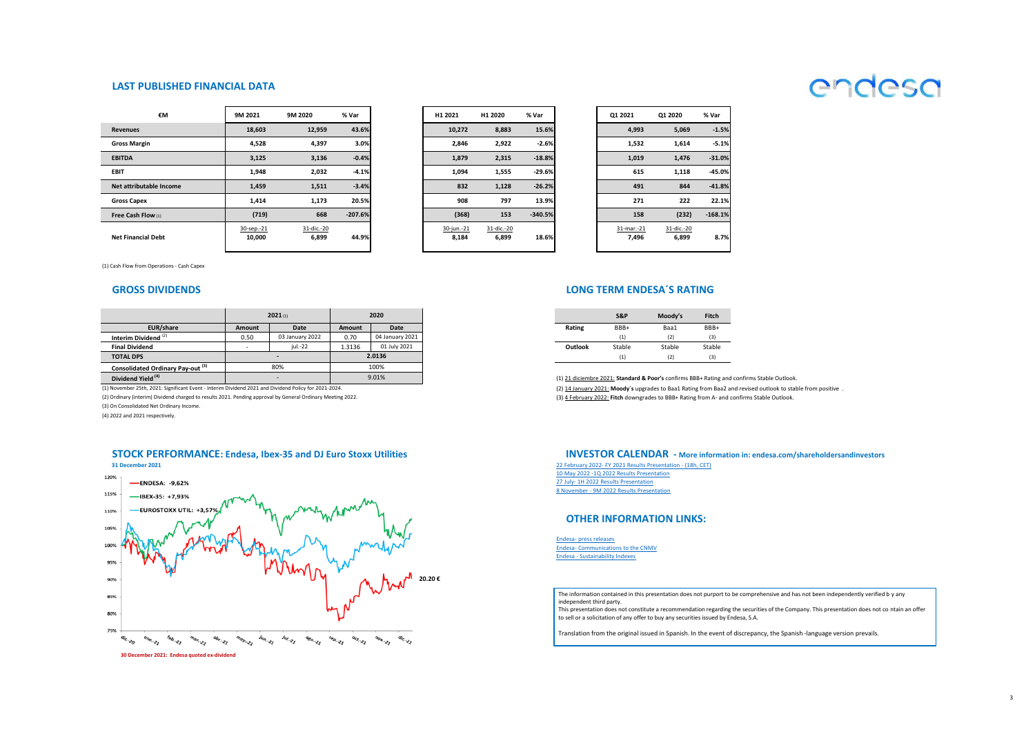## LAST PUBLISHED FINANCIAL DATA

endesa

| €M | 9M 2021 | 9M 2020 | % Var | H1 2021 | H1 2020 | % Var | Q1 2021 | Q1 2020 | % Var |
|---|---|---|---|---|---|---|---|---|---|
| **Revenues** | **18,603** | **12,959** | **43.6%** | **10,272** | **8,883** | **15.6%** | **4,993** | **5,069** | **-1.5%** |
| **Gross Margin** | **4,528** | **4,397** | **3.0%** | **2,846** | **2,922** | **-2.6%** | **1,532** | **1,614** | **-5.1%** |
| **EBITDA** | **3,125** | **3,136** | **-0.4%** | **1,879** | **2,315** | **-18.8%** | **1,019** | **1,476** | **-31.0%** |
| **EBIT** | **1,948** | **2,032** | **-4.1%** | **1,094** | **1,555** | **-29.6%** | **615** | **1,118** | **-45.0%** |
| **Net attributable Income** | **1,459** | **1,511** | **-3.4%** | **832** | **1,128** | **-26.2%** | **491** | **844** | **-41.8%** |
| **Gross Capex** | **1,414** | **1,173** | **20.5%** | **908** | **797** | **13.9%** | **271** | **222** | **22.1%** |
| **Free Cash Flow** (1) | **(719)** | **668** | **-207.6%** | **(368)** | **153** | **-340.5%** | **158** | **(232)** | **-168.1%** |
| | 30-sep.-21 | 31-dic.-20 | | 30-jun.-21 | 31-dic.-20 | | 31-mar.-21 | 31-dic.-20 | |
| **Net Financial Debt** | **10,000** | **6,899** | **44.9%** | **8,184** | **6,899** | **18.6%** | **7,496** | **6,899** | **8.7%** |

(1) Cash Flow from Operations - Cash Capex

## GROSS DIVIDENDS

| | 2021 (1) | | 2020 | |
|---|---|---|---|---|
| **EUR/share** | **Amount** | **Date** | **Amount** | **Date** |
| **Interim Dividend** (2) | 0.50 | 03 January 2022 | 0.70 | 04 January 2021 |
| **Final Dividend** | - | jul.-22 | 1.3136 | 01 July 2021 |
| **TOTAL DPS** | - | | 2.0136 | |
| **Consolidated Ordinary Pay-out** (3) | 80% | | 100% | |
| **Dividend Yield** (4) | - | | 9.01% | |

(1) November 25th, 2021: Significant Event - Interim Dividend 2021 and Dividend Policy for 2021-2024.

(2) Ordinary (interim) Dividend charged to results 2021. Pending approval by General Ordinary Meeting 2022.

(3) On Consolidated Net Ordinary Income.

(4) 2022 and 2021 respectively.

## LONG TERM ENDESA´S RATING

| | S&P | Moody's | Fitch |
|---|---|---|---|
| **Rating** | BBB+ | Baa1 | BBB+ |
| | (1) | (2) | (3) |
| **Outlook** | Stable | Stable | Stable |
| | (1) | (2) | (3) |

(1) 21 diciembre 2021: **Standard & Poor's** confirms BBB+ Rating and confirms Stable Outlook.

(2) 14 January 2021: **Moody´s** upgrades to Baa1 Rating from Baa2 and revised outlook to stable from positive .

(3) 4 February 2022: **Fitch** downgrades to BBB+ Rating from A- and confirms Stable Outlook.

## STOCK PERFORMANCE: Endesa, Ibex-35 and DJ Euro Stoxx Utilities

**31 December 2021**

ENDESA: -9,62%
IBEX-35: +7,93%
EUROSTOXX UTIL: +3,57%

120%
115%
110%
105%
100%
95%
90%
85%
80%
75%

dic.-20 ene.-21 feb.-21 mar.-21 abr.-21 may.-21 jun.-21 jul.-21 ago.-21 sep.-21 oct.-21 nov.-21 dic.-21

20.20 €

**30 December 2021: Endesa quoted ex-dividend**

## INVESTOR CALENDAR - More information in: endesa.com/shareholdersandinvestors

22 February 2022- FY 2021 Results Presentation - (18h, CET)
10 May 2022 -1Q 2022 Results Presentation
27 July- 1H 2022 Results Presentation
8 November - 9M 2022 Results Presentation

## OTHER INFORMATION LINKS:

Endesa- press releases
Endesa- Communications to the CNMV
Endesa - Sustainability Indexes

The information contained in this presentation does not purport to be comprehensive and has not been independently verified b y any independent third party.
This presentation does not constitute a recommendation regarding the securities of the Company. This presentation does not co ntain an offer to sell or a solicitation of any offer to buy any securities issued by Endesa, S.A.

Translation from the original issued in Spanish. In the event of discrepancy, the Spanish -language version prevails.